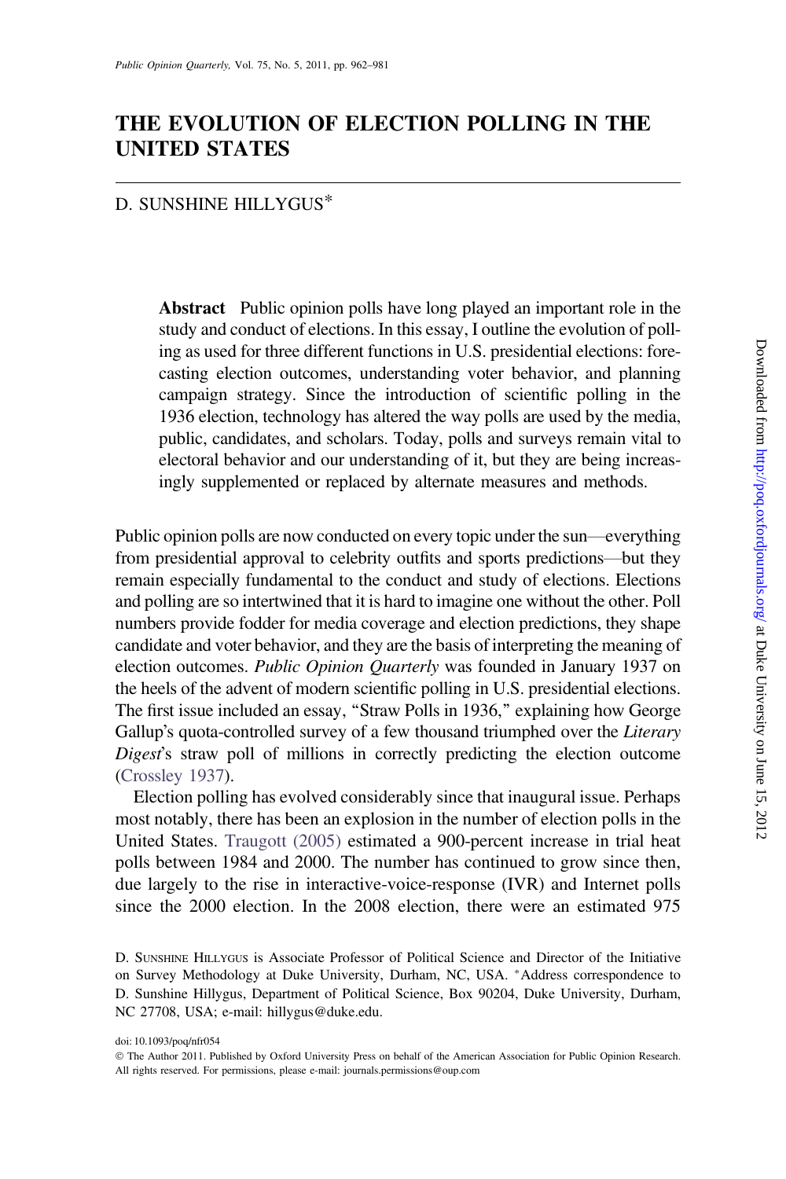# THE EVOLUTION OF ELECTION POLLING IN THE UNITED STATES

D. SUNSHINE HILLYGUS*

**Abstract** Public opinion polls have long played an important role in the study and conduct of elections. In this essay, I outline the evolution of polling as used for three different functions in U.S. presidential elections: forecasting election outcomes, understanding voter behavior, and planning campaign strategy. Since the introduction of scientific polling in the 1936 election, technology has altered the way polls are used by the media, public, candidates, and scholars. Today, polls and surveys remain vital to electoral behavior and our understanding of it, but they are being increasingly supplemented or replaced by alternate measures and methods.

Public opinion polls are now conducted on every topic under the sun—everything from presidential approval to celebrity outfits and sports predictions—but they remain especially fundamental to the conduct and study of elections. Elections and polling are so intertwined that it is hard to imagine one without the other. Poll numbers provide fodder for media coverage and election predictions, they shape candidate and voter behavior, and they are the basis of interpreting the meaning of election outcomes. *Public Opinion Quarterly* was founded in January 1937 on the heels of the advent of modern scientific polling in U.S. presidential elections. The first issue included an essay, "Straw Polls in 1936," explaining how George Gallup's quota-controlled survey of a few thousand triumphed over the *Literary Digest*'s straw poll of millions in correctly predicting the election outcome (Crossley 1937).

Election polling has evolved considerably since that inaugural issue. Perhaps most notably, there has been an explosion in the number of election polls in the United States. Traugott (2005) estimated a 900-percent increase in trial heat polls between 1984 and 2000. The number has continued to grow since then, due largely to the rise in interactive-voice-response (IVR) and Internet polls since the 2000 election. In the 2008 election, there were an estimated 975

D. Sunshine Hillygus is Associate Professor of Political Science and Director of the Initiative on Survey Methodology at Duke University, Durham, NC, USA. *Address correspondence to D. Sunshine Hillygus, Department of Political Science, Box 90204, Duke University, Durham, NC 27708, USA; e-mail: hillygus@duke.edu.

doi: 10.1093/poq/nfr054

© The Author 2011. Published by Oxford University Press on behalf of the American Association for Public Opinion Research. All rights reserved. For permissions, please e-mail: journals.permissions@oup.com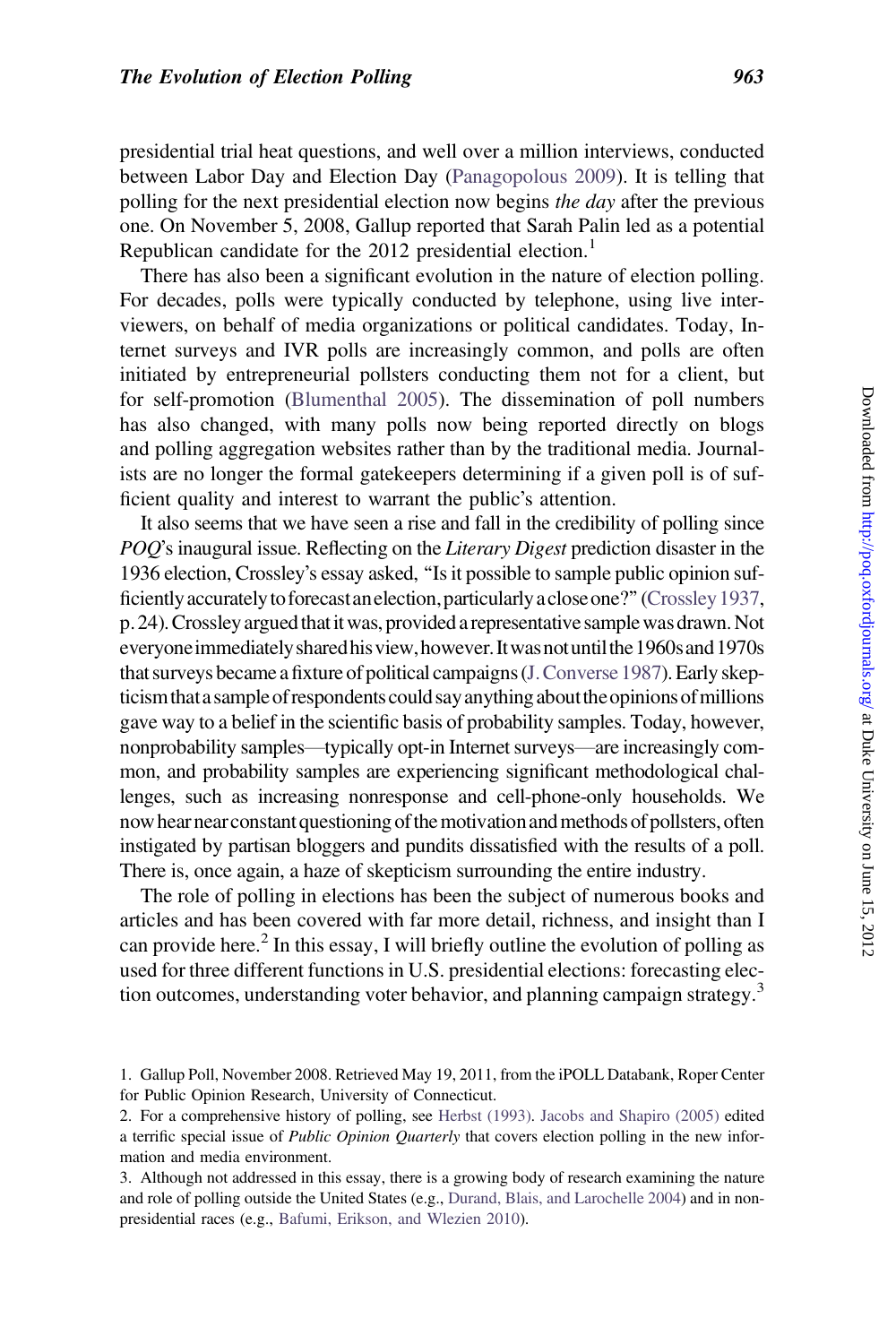presidential trial heat questions, and well over a million interviews, conducted between Labor Day and Election Day (Panagopolous 2009). It is telling that polling for the next presidential election now begins *the day* after the previous one. On November 5, 2008, Gallup reported that Sarah Palin led as a potential Republican candidate for the 2012 presidential election.[1]

There has also been a significant evolution in the nature of election polling. For decades, polls were typically conducted by telephone, using live interviewers, on behalf of media organizations or political candidates. Today, Internet surveys and IVR polls are increasingly common, and polls are often initiated by entrepreneurial pollsters conducting them not for a client, but for self-promotion (Blumenthal 2005). The dissemination of poll numbers has also changed, with many polls now being reported directly on blogs and polling aggregation websites rather than by the traditional media. Journalists are no longer the formal gatekeepers determining if a given poll is of sufficient quality and interest to warrant the public's attention.

It also seems that we have seen a rise and fall in the credibility of polling since *POQ*'s inaugural issue. Reflecting on the *Literary Digest* prediction disaster in the 1936 election, Crossley's essay asked, "Is it possible to sample public opinion sufficiently accurately to forecast an election, particularly a close one?" (Crossley 1937, p. 24). Crossley argued that it was, provided a representative sample was drawn. Not everyone immediately shared his view, however. It was not until the 1960s and 1970s that surveys became a fixture of political campaigns (J. Converse 1987). Early skepticism that a sample of respondents could say anything about the opinions of millions gave way to a belief in the scientific basis of probability samples. Today, however, nonprobability samples—typically opt-in Internet surveys—are increasingly common, and probability samples are experiencing significant methodological challenges, such as increasing nonresponse and cell-phone-only households. We now hear near constant questioning of the motivation and methods of pollsters, often instigated by partisan bloggers and pundits dissatisfied with the results of a poll. There is, once again, a haze of skepticism surrounding the entire industry.

The role of polling in elections has been the subject of numerous books and articles and has been covered with far more detail, richness, and insight than I can provide here.[2] In this essay, I will briefly outline the evolution of polling as used for three different functions in U.S. presidential elections: forecasting election outcomes, understanding voter behavior, and planning campaign strategy.[3]

1. Gallup Poll, November 2008. Retrieved May 19, 2011, from the iPOLL Databank, Roper Center for Public Opinion Research, University of Connecticut.

2. For a comprehensive history of polling, see Herbst (1993). Jacobs and Shapiro (2005) edited a terrific special issue of *Public Opinion Quarterly* that covers election polling in the new information and media environment.

3. Although not addressed in this essay, there is a growing body of research examining the nature and role of polling outside the United States (e.g., Durand, Blais, and Larochelle 2004) and in nonpresidential races (e.g., Bafumi, Erikson, and Wlezien 2010).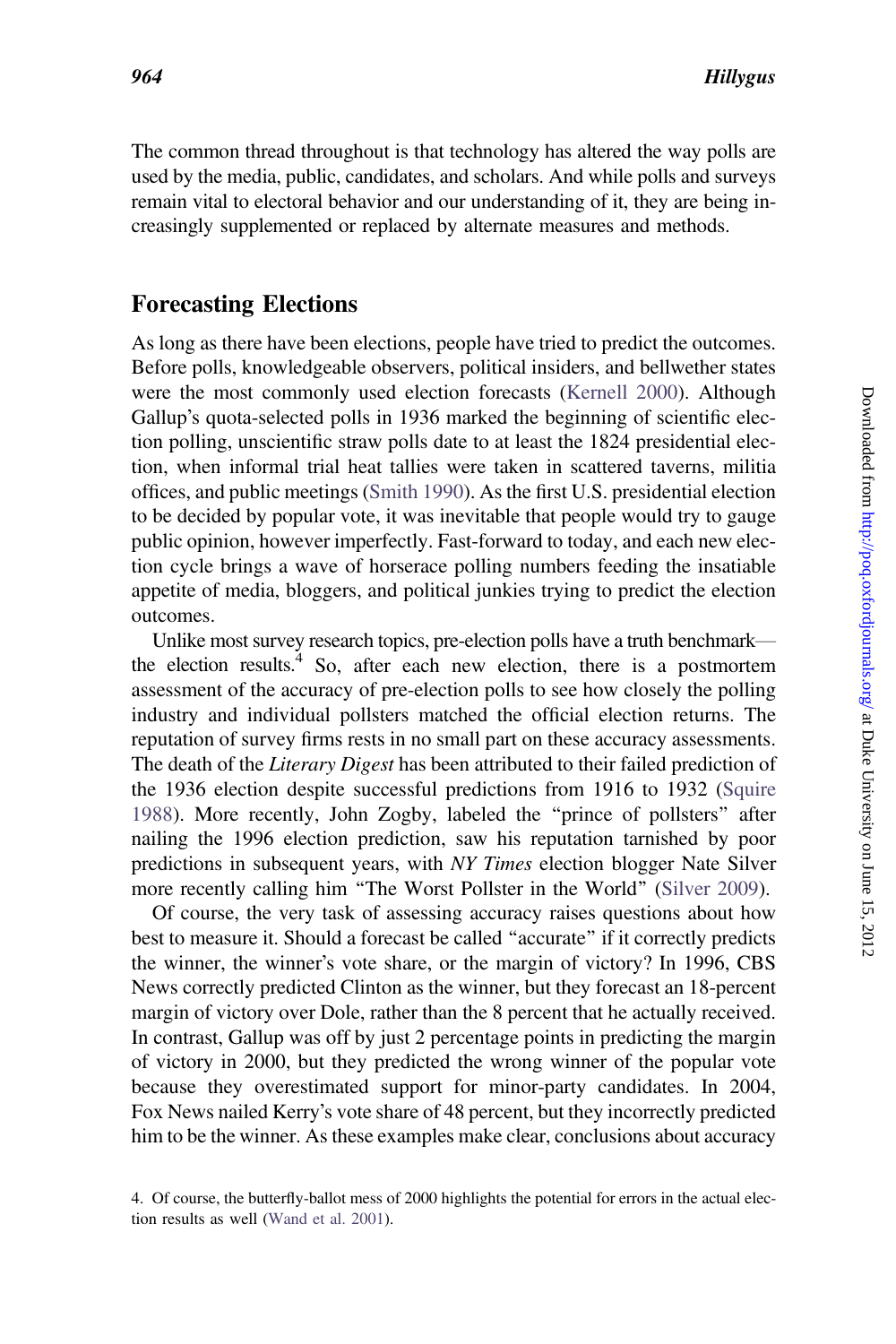The common thread throughout is that technology has altered the way polls are used by the media, public, candidates, and scholars. And while polls and surveys remain vital to electoral behavior and our understanding of it, they are being increasingly supplemented or replaced by alternate measures and methods.

## Forecasting Elections

As long as there have been elections, people have tried to predict the outcomes. Before polls, knowledgeable observers, political insiders, and bellwether states were the most commonly used election forecasts (Kernell 2000). Although Gallup's quota-selected polls in 1936 marked the beginning of scientific election polling, unscientific straw polls date to at least the 1824 presidential election, when informal trial heat tallies were taken in scattered taverns, militia offices, and public meetings (Smith 1990). As the first U.S. presidential election to be decided by popular vote, it was inevitable that people would try to gauge public opinion, however imperfectly. Fast-forward to today, and each new election cycle brings a wave of horserace polling numbers feeding the insatiable appetite of media, bloggers, and political junkies trying to predict the election outcomes.

Unlike most survey research topics, pre-election polls have a truth benchmark—the election results.[4] So, after each new election, there is a postmortem assessment of the accuracy of pre-election polls to see how closely the polling industry and individual pollsters matched the official election returns. The reputation of survey firms rests in no small part on these accuracy assessments. The death of the *Literary Digest* has been attributed to their failed prediction of the 1936 election despite successful predictions from 1916 to 1932 (Squire 1988). More recently, John Zogby, labeled the "prince of pollsters" after nailing the 1996 election prediction, saw his reputation tarnished by poor predictions in subsequent years, with *NY Times* election blogger Nate Silver more recently calling him "The Worst Pollster in the World" (Silver 2009).

Of course, the very task of assessing accuracy raises questions about how best to measure it. Should a forecast be called "accurate" if it correctly predicts the winner, the winner's vote share, or the margin of victory? In 1996, CBS News correctly predicted Clinton as the winner, but they forecast an 18-percent margin of victory over Dole, rather than the 8 percent that he actually received. In contrast, Gallup was off by just 2 percentage points in predicting the margin of victory in 2000, but they predicted the wrong winner of the popular vote because they overestimated support for minor-party candidates. In 2004, Fox News nailed Kerry's vote share of 48 percent, but they incorrectly predicted him to be the winner. As these examples make clear, conclusions about accuracy

4. Of course, the butterfly-ballot mess of 2000 highlights the potential for errors in the actual election results as well (Wand et al. 2001).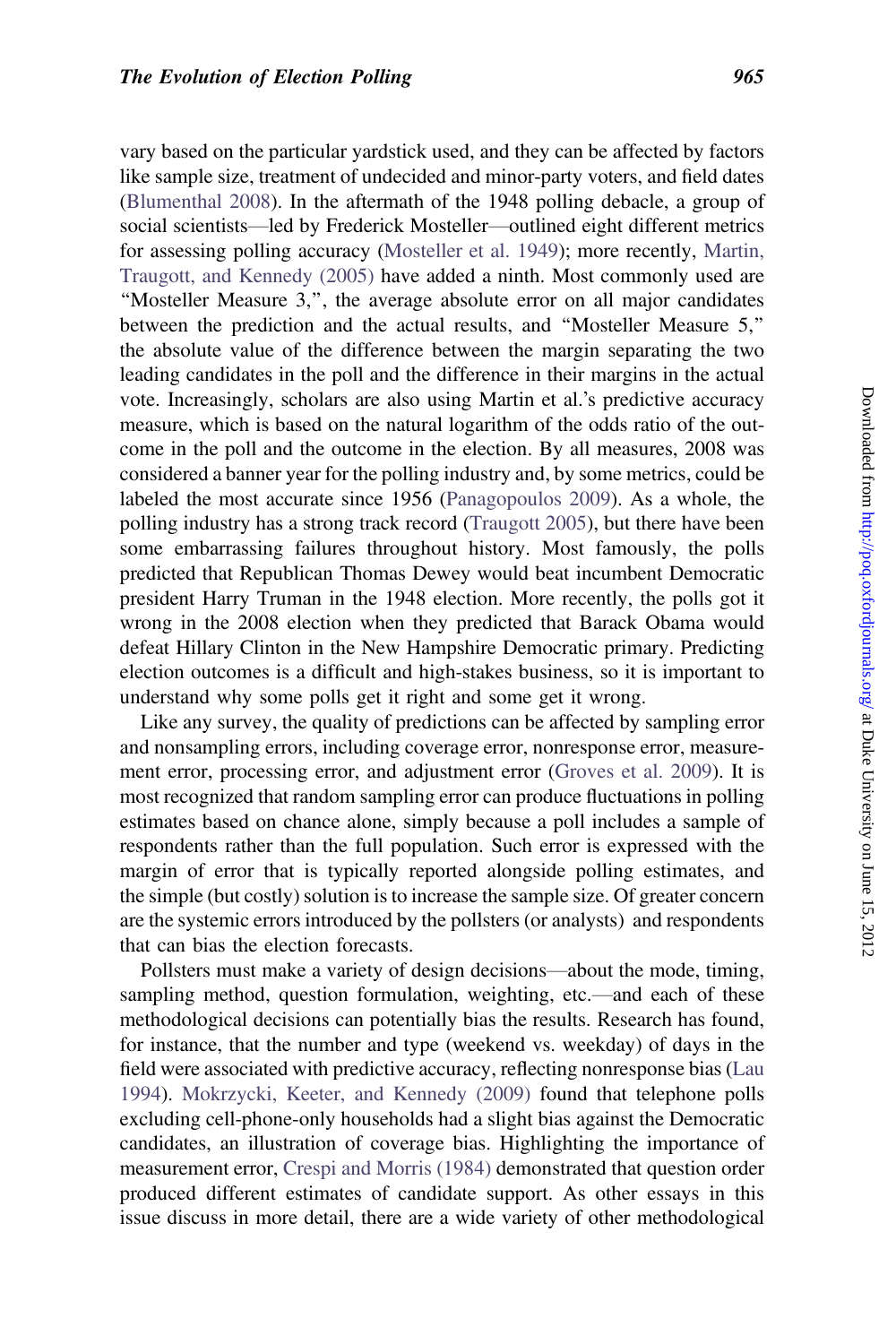vary based on the particular yardstick used, and they can be affected by factors like sample size, treatment of undecided and minor-party voters, and field dates (Blumenthal 2008). In the aftermath of the 1948 polling debacle, a group of social scientists—led by Frederick Mosteller—outlined eight different metrics for assessing polling accuracy (Mosteller et al. 1949); more recently, Martin, Traugott, and Kennedy (2005) have added a ninth. Most commonly used are "Mosteller Measure 3,", the average absolute error on all major candidates between the prediction and the actual results, and "Mosteller Measure 5," the absolute value of the difference between the margin separating the two leading candidates in the poll and the difference in their margins in the actual vote. Increasingly, scholars are also using Martin et al.'s predictive accuracy measure, which is based on the natural logarithm of the odds ratio of the outcome in the poll and the outcome in the election. By all measures, 2008 was considered a banner year for the polling industry and, by some metrics, could be labeled the most accurate since 1956 (Panagopoulos 2009). As a whole, the polling industry has a strong track record (Traugott 2005), but there have been some embarrassing failures throughout history. Most famously, the polls predicted that Republican Thomas Dewey would beat incumbent Democratic president Harry Truman in the 1948 election. More recently, the polls got it wrong in the 2008 election when they predicted that Barack Obama would defeat Hillary Clinton in the New Hampshire Democratic primary. Predicting election outcomes is a difficult and high-stakes business, so it is important to understand why some polls get it right and some get it wrong.

Like any survey, the quality of predictions can be affected by sampling error and nonsampling errors, including coverage error, nonresponse error, measurement error, processing error, and adjustment error (Groves et al. 2009). It is most recognized that random sampling error can produce fluctuations in polling estimates based on chance alone, simply because a poll includes a sample of respondents rather than the full population. Such error is expressed with the margin of error that is typically reported alongside polling estimates, and the simple (but costly) solution is to increase the sample size. Of greater concern are the systemic errors introduced by the pollsters (or analysts) and respondents that can bias the election forecasts.

Pollsters must make a variety of design decisions—about the mode, timing, sampling method, question formulation, weighting, etc.—and each of these methodological decisions can potentially bias the results. Research has found, for instance, that the number and type (weekend vs. weekday) of days in the field were associated with predictive accuracy, reflecting nonresponse bias (Lau 1994). Mokrzycki, Keeter, and Kennedy (2009) found that telephone polls excluding cell-phone-only households had a slight bias against the Democratic candidates, an illustration of coverage bias. Highlighting the importance of measurement error, Crespi and Morris (1984) demonstrated that question order produced different estimates of candidate support. As other essays in this issue discuss in more detail, there are a wide variety of other methodological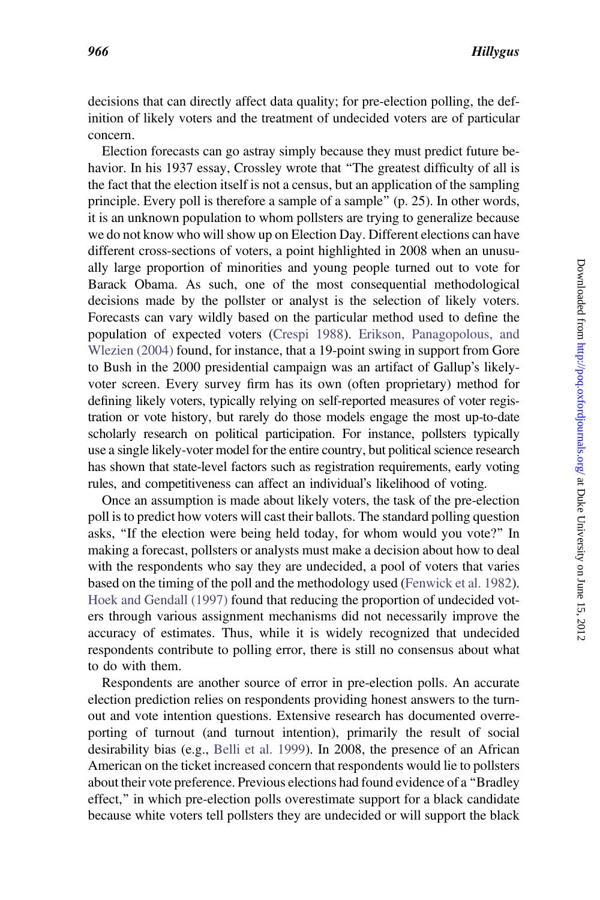decisions that can directly affect data quality; for pre-election polling, the definition of likely voters and the treatment of undecided voters are of particular concern.

Election forecasts can go astray simply because they must predict future behavior. In his 1937 essay, Crossley wrote that "The greatest difficulty of all is the fact that the election itself is not a census, but an application of the sampling principle. Every poll is therefore a sample of a sample" (p. 25). In other words, it is an unknown population to whom pollsters are trying to generalize because we do not know who will show up on Election Day. Different elections can have different cross-sections of voters, a point highlighted in 2008 when an unusually large proportion of minorities and young people turned out to vote for Barack Obama. As such, one of the most consequential methodological decisions made by the pollster or analyst is the selection of likely voters. Forecasts can vary wildly based on the particular method used to define the population of expected voters (Crespi 1988). Erikson, Panagopolous, and Wlezien (2004) found, for instance, that a 19-point swing in support from Gore to Bush in the 2000 presidential campaign was an artifact of Gallup's likely-voter screen. Every survey firm has its own (often proprietary) method for defining likely voters, typically relying on self-reported measures of voter registration or vote history, but rarely do those models engage the most up-to-date scholarly research on political participation. For instance, pollsters typically use a single likely-voter model for the entire country, but political science research has shown that state-level factors such as registration requirements, early voting rules, and competitiveness can affect an individual's likelihood of voting.

Once an assumption is made about likely voters, the task of the pre-election poll is to predict how voters will cast their ballots. The standard polling question asks, "If the election were being held today, for whom would you vote?" In making a forecast, pollsters or analysts must make a decision about how to deal with the respondents who say they are undecided, a pool of voters that varies based on the timing of the poll and the methodology used (Fenwick et al. 1982). Hoek and Gendall (1997) found that reducing the proportion of undecided voters through various assignment mechanisms did not necessarily improve the accuracy of estimates. Thus, while it is widely recognized that undecided respondents contribute to polling error, there is still no consensus about what to do with them.

Respondents are another source of error in pre-election polls. An accurate election prediction relies on respondents providing honest answers to the turnout and vote intention questions. Extensive research has documented overreporting of turnout (and turnout intention), primarily the result of social desirability bias (e.g., Belli et al. 1999). In 2008, the presence of an African American on the ticket increased concern that respondents would lie to pollsters about their vote preference. Previous elections had found evidence of a "Bradley effect," in which pre-election polls overestimate support for a black candidate because white voters tell pollsters they are undecided or will support the black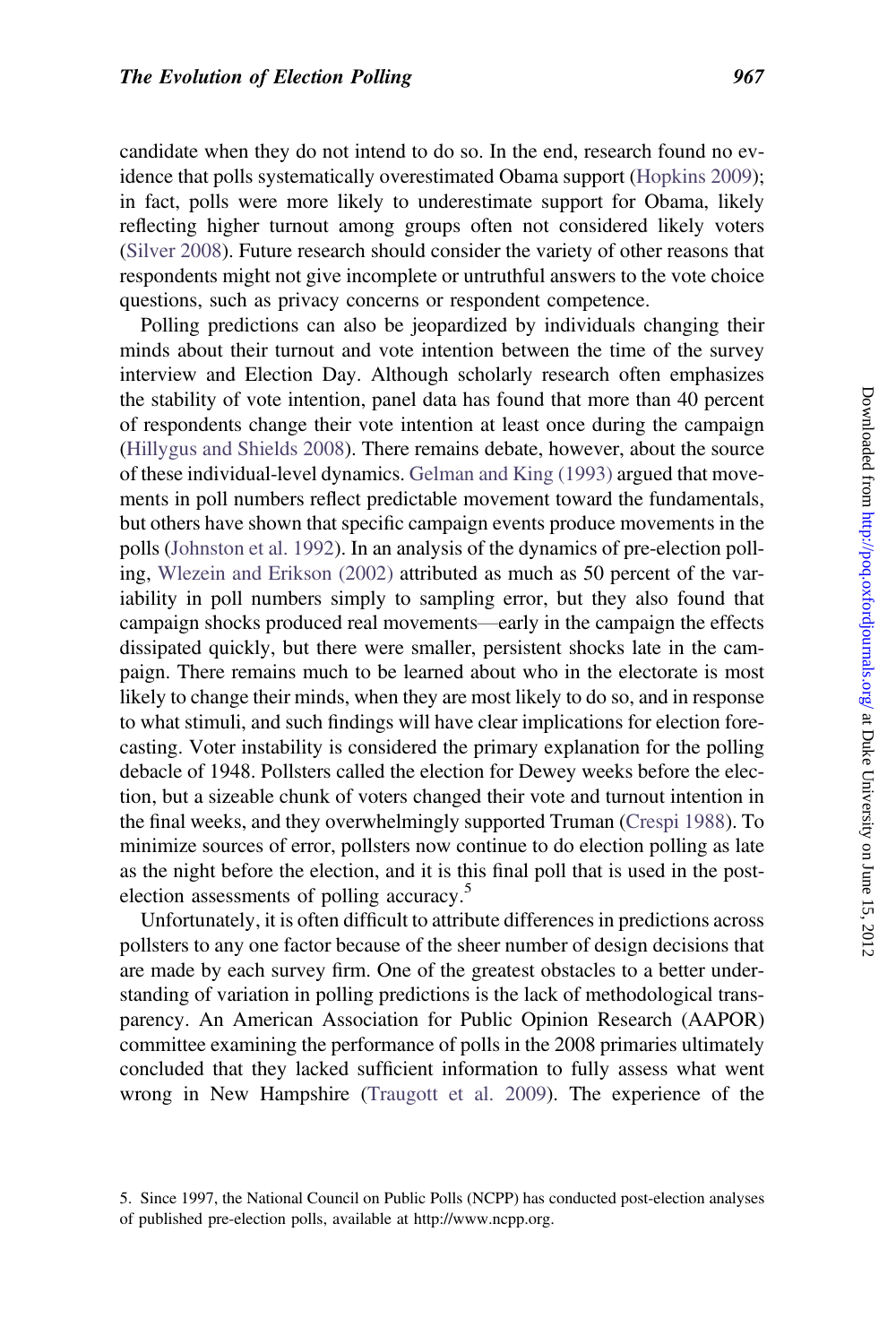candidate when they do not intend to do so. In the end, research found no evidence that polls systematically overestimated Obama support (Hopkins 2009); in fact, polls were more likely to underestimate support for Obama, likely reflecting higher turnout among groups often not considered likely voters (Silver 2008). Future research should consider the variety of other reasons that respondents might not give incomplete or untruthful answers to the vote choice questions, such as privacy concerns or respondent competence.

Polling predictions can also be jeopardized by individuals changing their minds about their turnout and vote intention between the time of the survey interview and Election Day. Although scholarly research often emphasizes the stability of vote intention, panel data has found that more than 40 percent of respondents change their vote intention at least once during the campaign (Hillygus and Shields 2008). There remains debate, however, about the source of these individual-level dynamics. Gelman and King (1993) argued that movements in poll numbers reflect predictable movement toward the fundamentals, but others have shown that specific campaign events produce movements in the polls (Johnston et al. 1992). In an analysis of the dynamics of pre-election polling, Wlezein and Erikson (2002) attributed as much as 50 percent of the variability in poll numbers simply to sampling error, but they also found that campaign shocks produced real movements—early in the campaign the effects dissipated quickly, but there were smaller, persistent shocks late in the campaign. There remains much to be learned about who in the electorate is most likely to change their minds, when they are most likely to do so, and in response to what stimuli, and such findings will have clear implications for election forecasting. Voter instability is considered the primary explanation for the polling debacle of 1948. Pollsters called the election for Dewey weeks before the election, but a sizeable chunk of voters changed their vote and turnout intention in the final weeks, and they overwhelmingly supported Truman (Crespi 1988). To minimize sources of error, pollsters now continue to do election polling as late as the night before the election, and it is this final poll that is used in the post-election assessments of polling accuracy.[5]

Unfortunately, it is often difficult to attribute differences in predictions across pollsters to any one factor because of the sheer number of design decisions that are made by each survey firm. One of the greatest obstacles to a better understanding of variation in polling predictions is the lack of methodological transparency. An American Association for Public Opinion Research (AAPOR) committee examining the performance of polls in the 2008 primaries ultimately concluded that they lacked sufficient information to fully assess what went wrong in New Hampshire (Traugott et al. 2009). The experience of the

5. Since 1997, the National Council on Public Polls (NCPP) has conducted post-election analyses of published pre-election polls, available at http://www.ncpp.org.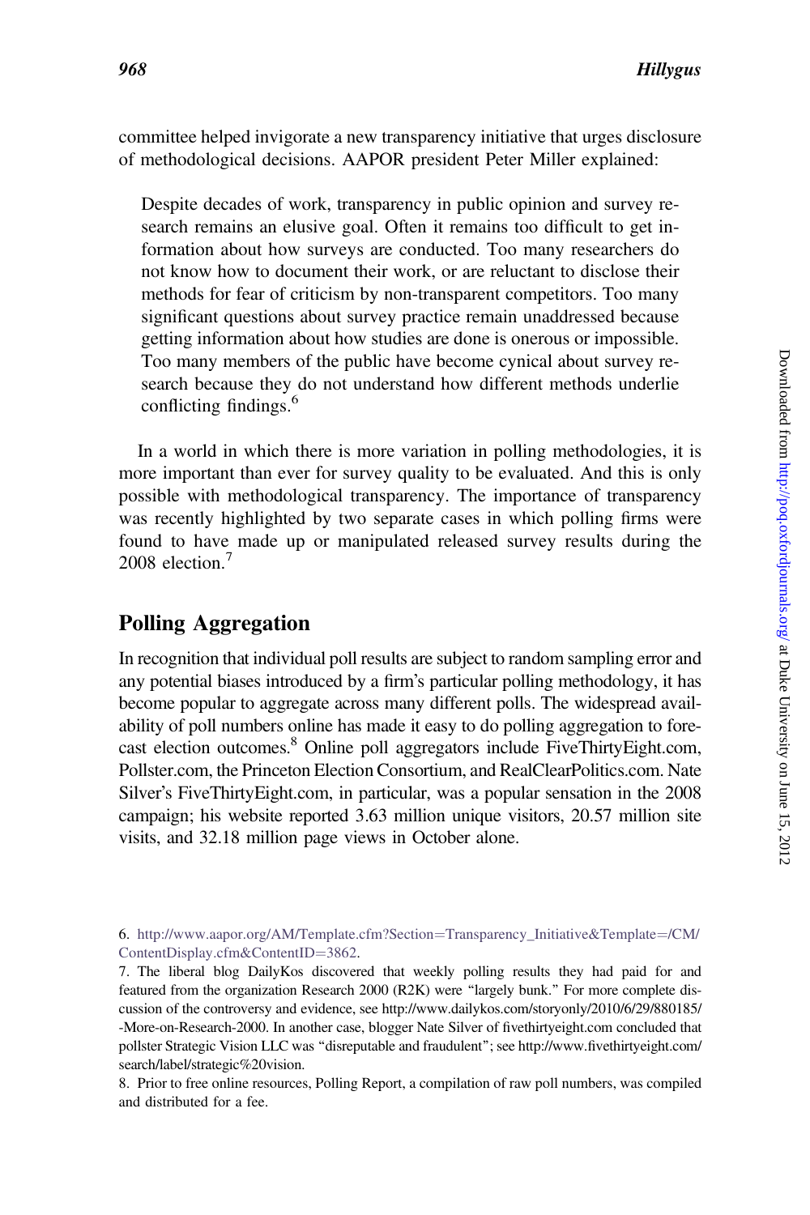committee helped invigorate a new transparency initiative that urges disclosure of methodological decisions. AAPOR president Peter Miller explained:

> Despite decades of work, transparency in public opinion and survey research remains an elusive goal. Often it remains too difficult to get information about how surveys are conducted. Too many researchers do not know how to document their work, or are reluctant to disclose their methods for fear of criticism by non-transparent competitors. Too many significant questions about survey practice remain unaddressed because getting information about how studies are done is onerous or impossible. Too many members of the public have become cynical about survey research because they do not understand how different methods underlie conflicting findings.[6]

In a world in which there is more variation in polling methodologies, it is more important than ever for survey quality to be evaluated. And this is only possible with methodological transparency. The importance of transparency was recently highlighted by two separate cases in which polling firms were found to have made up or manipulated released survey results during the 2008 election.[7]

## Polling Aggregation

In recognition that individual poll results are subject to random sampling error and any potential biases introduced by a firm's particular polling methodology, it has become popular to aggregate across many different polls. The widespread availability of poll numbers online has made it easy to do polling aggregation to forecast election outcomes.[8] Online poll aggregators include FiveThirtyEight.com, Pollster.com, the Princeton Election Consortium, and RealClearPolitics.com. Nate Silver's FiveThirtyEight.com, in particular, was a popular sensation in the 2008 campaign; his website reported 3.63 million unique visitors, 20.57 million site visits, and 32.18 million page views in October alone.

6. http://www.aapor.org/AM/Template.cfm?Section=Transparency_Initiative&Template=/CM/ContentDisplay.cfm&ContentID=3862.

7. The liberal blog DailyKos discovered that weekly polling results they had paid for and featured from the organization Research 2000 (R2K) were "largely bunk." For more complete discussion of the controversy and evidence, see http://www.dailykos.com/storyonly/2010/6/29/880185/-More-on-Research-2000. In another case, blogger Nate Silver of fivethirtyeight.com concluded that pollster Strategic Vision LLC was "disreputable and fraudulent"; see http://www.fivethirtyeight.com/search/label/strategic%20vision.

8. Prior to free online resources, Polling Report, a compilation of raw poll numbers, was compiled and distributed for a fee.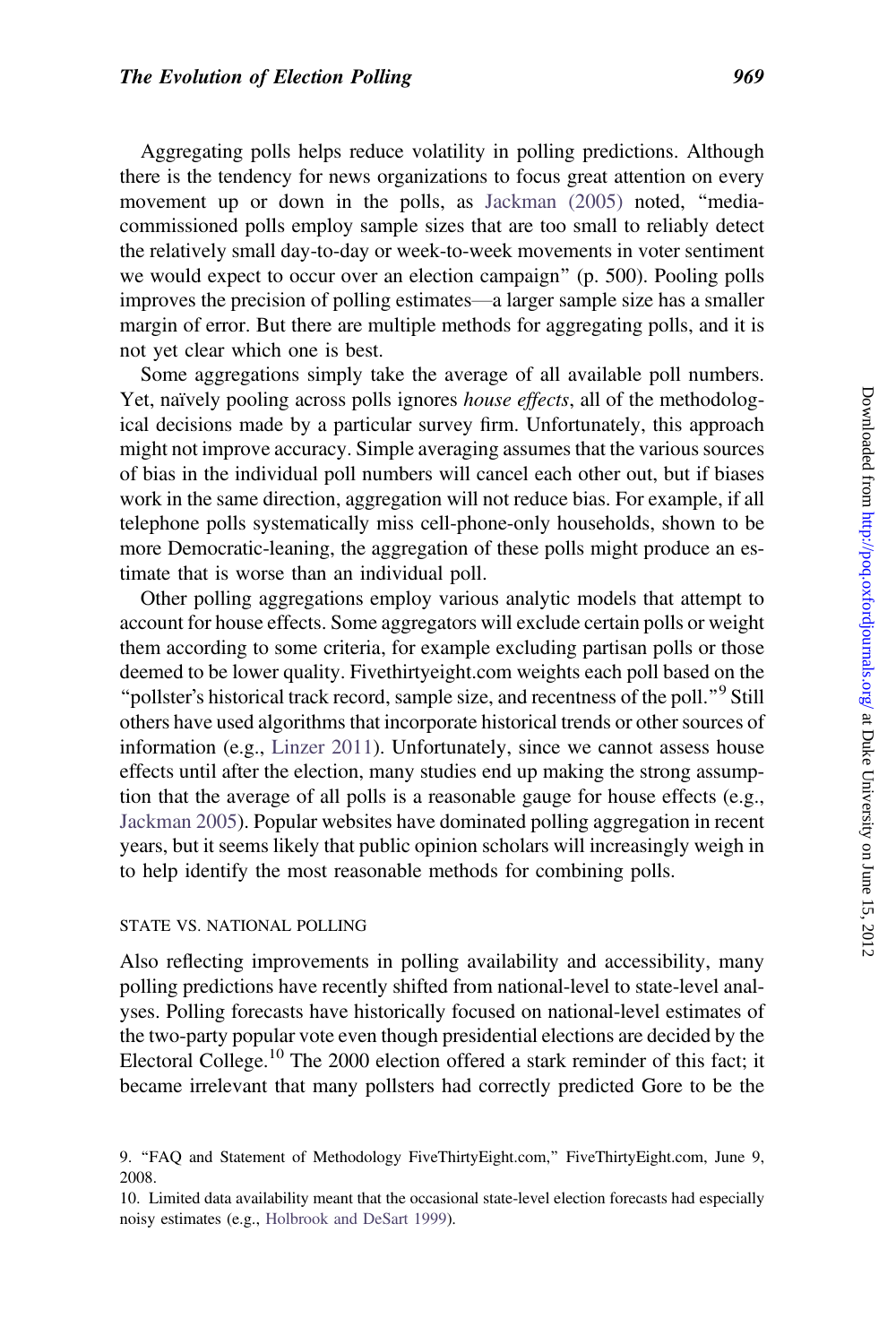Aggregating polls helps reduce volatility in polling predictions. Although there is the tendency for news organizations to focus great attention on every movement up or down in the polls, as Jackman (2005) noted, "media-commissioned polls employ sample sizes that are too small to reliably detect the relatively small day-to-day or week-to-week movements in voter sentiment we would expect to occur over an election campaign" (p. 500). Pooling polls improves the precision of polling estimates—a larger sample size has a smaller margin of error. But there are multiple methods for aggregating polls, and it is not yet clear which one is best.

Some aggregations simply take the average of all available poll numbers. Yet, naïvely pooling across polls ignores *house effects*, all of the methodological decisions made by a particular survey firm. Unfortunately, this approach might not improve accuracy. Simple averaging assumes that the various sources of bias in the individual poll numbers will cancel each other out, but if biases work in the same direction, aggregation will not reduce bias. For example, if all telephone polls systematically miss cell-phone-only households, shown to be more Democratic-leaning, the aggregation of these polls might produce an estimate that is worse than an individual poll.

Other polling aggregations employ various analytic models that attempt to account for house effects. Some aggregators will exclude certain polls or weight them according to some criteria, for example excluding partisan polls or those deemed to be lower quality. Fivethirtyeight.com weights each poll based on the "pollster's historical track record, sample size, and recentness of the poll."[9] Still others have used algorithms that incorporate historical trends or other sources of information (e.g., Linzer 2011). Unfortunately, since we cannot assess house effects until after the election, many studies end up making the strong assumption that the average of all polls is a reasonable gauge for house effects (e.g., Jackman 2005). Popular websites have dominated polling aggregation in recent years, but it seems likely that public opinion scholars will increasingly weigh in to help identify the most reasonable methods for combining polls.

### STATE VS. NATIONAL POLLING

Also reflecting improvements in polling availability and accessibility, many polling predictions have recently shifted from national-level to state-level analyses. Polling forecasts have historically focused on national-level estimates of the two-party popular vote even though presidential elections are decided by the Electoral College.[10] The 2000 election offered a stark reminder of this fact; it became irrelevant that many pollsters had correctly predicted Gore to be the

9. "FAQ and Statement of Methodology FiveThirtyEight.com," FiveThirtyEight.com, June 9, 2008.

10. Limited data availability meant that the occasional state-level election forecasts had especially noisy estimates (e.g., Holbrook and DeSart 1999).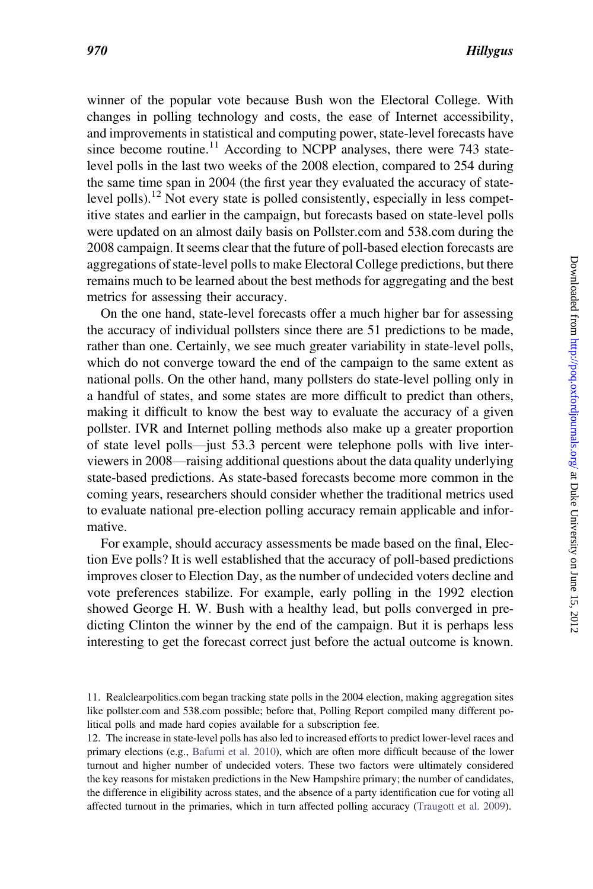winner of the popular vote because Bush won the Electoral College. With changes in polling technology and costs, the ease of Internet accessibility, and improvements in statistical and computing power, state-level forecasts have since become routine.[11] According to NCPP analyses, there were 743 state-level polls in the last two weeks of the 2008 election, compared to 254 during the same time span in 2004 (the first year they evaluated the accuracy of state-level polls).[12] Not every state is polled consistently, especially in less competitive states and earlier in the campaign, but forecasts based on state-level polls were updated on an almost daily basis on Pollster.com and 538.com during the 2008 campaign. It seems clear that the future of poll-based election forecasts are aggregations of state-level polls to make Electoral College predictions, but there remains much to be learned about the best methods for aggregating and the best metrics for assessing their accuracy.

On the one hand, state-level forecasts offer a much higher bar for assessing the accuracy of individual pollsters since there are 51 predictions to be made, rather than one. Certainly, we see much greater variability in state-level polls, which do not converge toward the end of the campaign to the same extent as national polls. On the other hand, many pollsters do state-level polling only in a handful of states, and some states are more difficult to predict than others, making it difficult to know the best way to evaluate the accuracy of a given pollster. IVR and Internet polling methods also make up a greater proportion of state level polls—just 53.3 percent were telephone polls with live interviewers in 2008—raising additional questions about the data quality underlying state-based predictions. As state-based forecasts become more common in the coming years, researchers should consider whether the traditional metrics used to evaluate national pre-election polling accuracy remain applicable and informative.

For example, should accuracy assessments be made based on the final, Election Eve polls? It is well established that the accuracy of poll-based predictions improves closer to Election Day, as the number of undecided voters decline and vote preferences stabilize. For example, early polling in the 1992 election showed George H. W. Bush with a healthy lead, but polls converged in predicting Clinton the winner by the end of the campaign. But it is perhaps less interesting to get the forecast correct just before the actual outcome is known.

11. Realclearpolitics.com began tracking state polls in the 2004 election, making aggregation sites like pollster.com and 538.com possible; before that, Polling Report compiled many different political polls and made hard copies available for a subscription fee.

12. The increase in state-level polls has also led to increased efforts to predict lower-level races and primary elections (e.g., Bafumi et al. 2010), which are often more difficult because of the lower turnout and higher number of undecided voters. These two factors were ultimately considered the key reasons for mistaken predictions in the New Hampshire primary; the number of candidates, the difference in eligibility across states, and the absence of a party identification cue for voting all affected turnout in the primaries, which in turn affected polling accuracy (Traugott et al. 2009).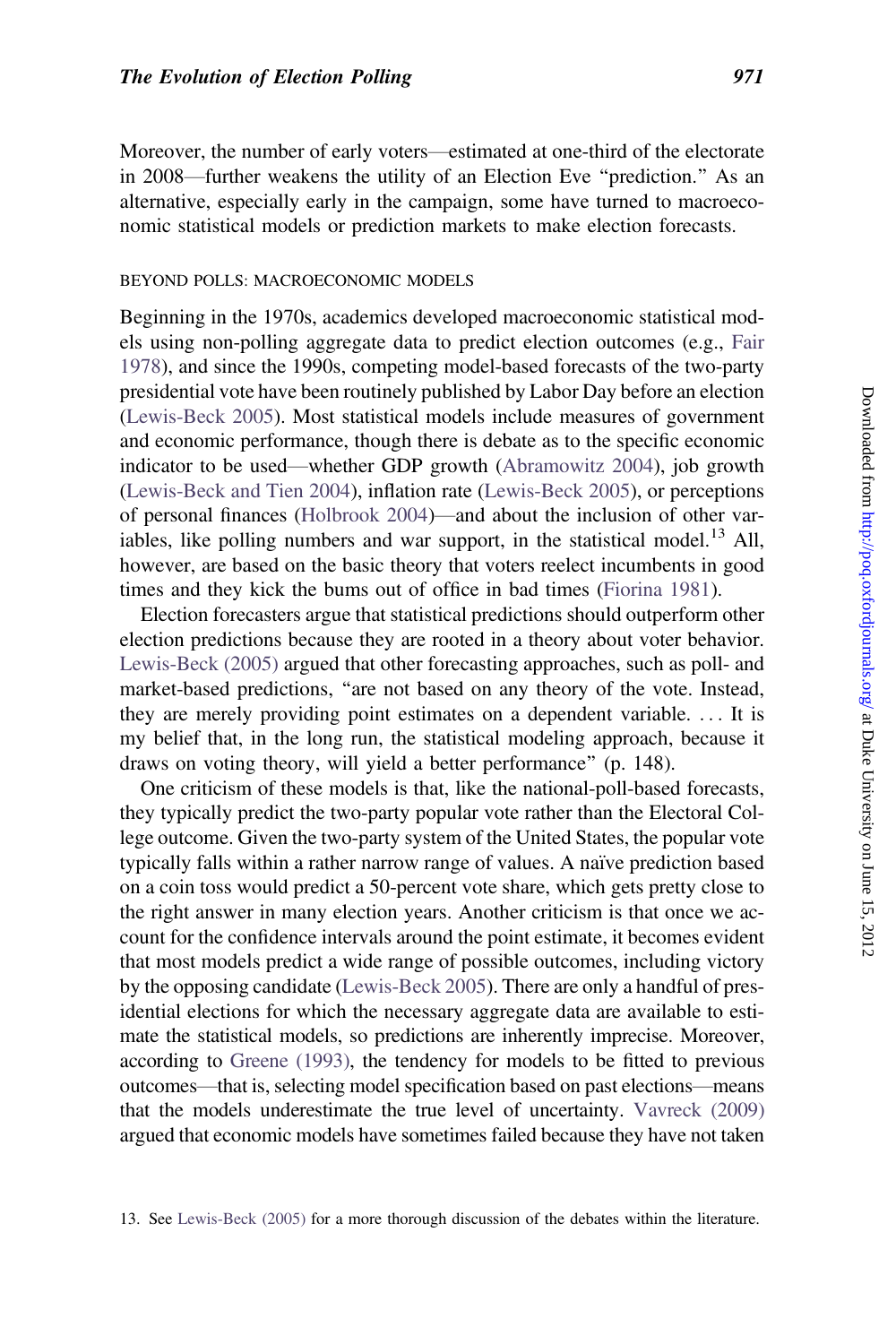Moreover, the number of early voters—estimated at one-third of the electorate in 2008—further weakens the utility of an Election Eve "prediction." As an alternative, especially early in the campaign, some have turned to macroeconomic statistical models or prediction markets to make election forecasts.

### BEYOND POLLS: MACROECONOMIC MODELS

Beginning in the 1970s, academics developed macroeconomic statistical models using non-polling aggregate data to predict election outcomes (e.g., Fair 1978), and since the 1990s, competing model-based forecasts of the two-party presidential vote have been routinely published by Labor Day before an election (Lewis-Beck 2005). Most statistical models include measures of government and economic performance, though there is debate as to the specific economic indicator to be used—whether GDP growth (Abramowitz 2004), job growth (Lewis-Beck and Tien 2004), inflation rate (Lewis-Beck 2005), or perceptions of personal finances (Holbrook 2004)—and about the inclusion of other variables, like polling numbers and war support, in the statistical model.[13] All, however, are based on the basic theory that voters reelect incumbents in good times and they kick the bums out of office in bad times (Fiorina 1981).

Election forecasters argue that statistical predictions should outperform other election predictions because they are rooted in a theory about voter behavior. Lewis-Beck (2005) argued that other forecasting approaches, such as poll- and market-based predictions, "are not based on any theory of the vote. Instead, they are merely providing point estimates on a dependent variable. . . . It is my belief that, in the long run, the statistical modeling approach, because it draws on voting theory, will yield a better performance" (p. 148).

One criticism of these models is that, like the national-poll-based forecasts, they typically predict the two-party popular vote rather than the Electoral College outcome. Given the two-party system of the United States, the popular vote typically falls within a rather narrow range of values. A naïve prediction based on a coin toss would predict a 50-percent vote share, which gets pretty close to the right answer in many election years. Another criticism is that once we account for the confidence intervals around the point estimate, it becomes evident that most models predict a wide range of possible outcomes, including victory by the opposing candidate (Lewis-Beck 2005). There are only a handful of presidential elections for which the necessary aggregate data are available to estimate the statistical models, so predictions are inherently imprecise. Moreover, according to Greene (1993), the tendency for models to be fitted to previous outcomes—that is, selecting model specification based on past elections—means that the models underestimate the true level of uncertainty. Vavreck (2009) argued that economic models have sometimes failed because they have not taken

13. See Lewis-Beck (2005) for a more thorough discussion of the debates within the literature.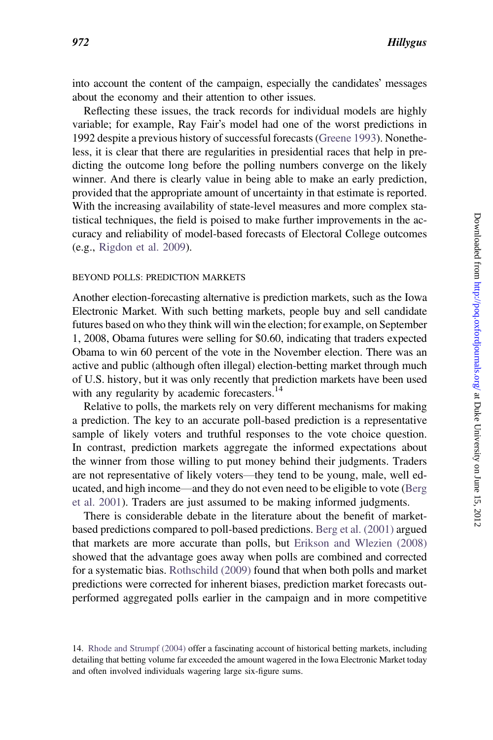into account the content of the campaign, especially the candidates' messages about the economy and their attention to other issues.

Reflecting these issues, the track records for individual models are highly variable; for example, Ray Fair's model had one of the worst predictions in 1992 despite a previous history of successful forecasts (Greene 1993). Nonetheless, it is clear that there are regularities in presidential races that help in predicting the outcome long before the polling numbers converge on the likely winner. And there is clearly value in being able to make an early prediction, provided that the appropriate amount of uncertainty in that estimate is reported. With the increasing availability of state-level measures and more complex statistical techniques, the field is poised to make further improvements in the accuracy and reliability of model-based forecasts of Electoral College outcomes (e.g., Rigdon et al. 2009).

### BEYOND POLLS: PREDICTION MARKETS

Another election-forecasting alternative is prediction markets, such as the Iowa Electronic Market. With such betting markets, people buy and sell candidate futures based on who they think will win the election; for example, on September 1, 2008, Obama futures were selling for $0.60, indicating that traders expected Obama to win 60 percent of the vote in the November election. There was an active and public (although often illegal) election-betting market through much of U.S. history, but it was only recently that prediction markets have been used with any regularity by academic forecasters.[14]

Relative to polls, the markets rely on very different mechanisms for making a prediction. The key to an accurate poll-based prediction is a representative sample of likely voters and truthful responses to the vote choice question. In contrast, prediction markets aggregate the informed expectations about the winner from those willing to put money behind their judgments. Traders are not representative of likely voters—they tend to be young, male, well educated, and high income—and they do not even need to be eligible to vote (Berg et al. 2001). Traders are just assumed to be making informed judgments.

There is considerable debate in the literature about the benefit of market-based predictions compared to poll-based predictions. Berg et al. (2001) argued that markets are more accurate than polls, but Erikson and Wlezien (2008) showed that the advantage goes away when polls are combined and corrected for a systematic bias. Rothschild (2009) found that when both polls and market predictions were corrected for inherent biases, prediction market forecasts outperformed aggregated polls earlier in the campaign and in more competitive

14. Rhode and Strumpf (2004) offer a fascinating account of historical betting markets, including detailing that betting volume far exceeded the amount wagered in the Iowa Electronic Market today and often involved individuals wagering large six-figure sums.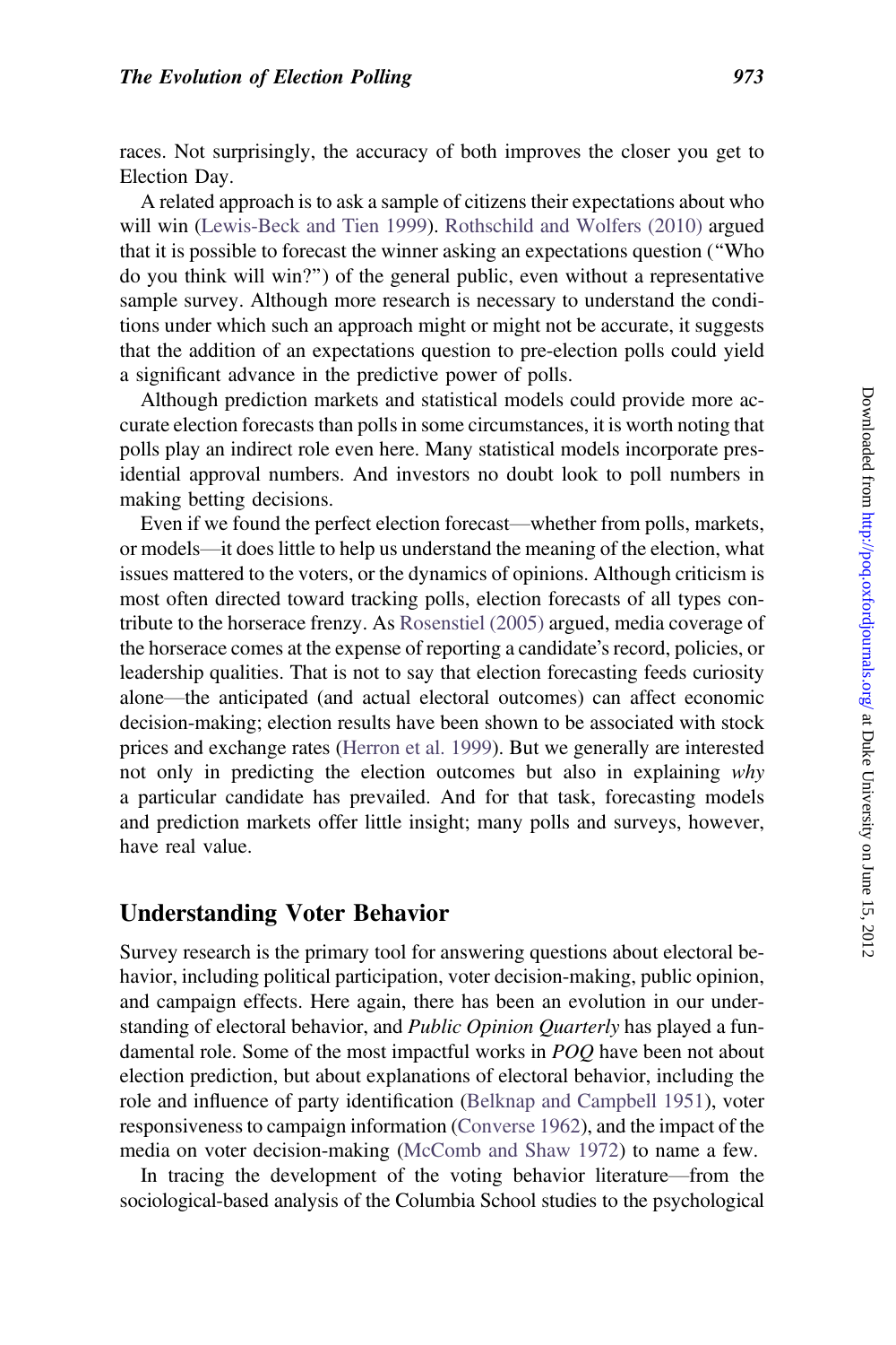races. Not surprisingly, the accuracy of both improves the closer you get to Election Day.

A related approach is to ask a sample of citizens their expectations about who will win (Lewis-Beck and Tien 1999). Rothschild and Wolfers (2010) argued that it is possible to forecast the winner asking an expectations question ("Who do you think will win?") of the general public, even without a representative sample survey. Although more research is necessary to understand the conditions under which such an approach might or might not be accurate, it suggests that the addition of an expectations question to pre-election polls could yield a significant advance in the predictive power of polls.

Although prediction markets and statistical models could provide more accurate election forecasts than polls in some circumstances, it is worth noting that polls play an indirect role even here. Many statistical models incorporate presidential approval numbers. And investors no doubt look to poll numbers in making betting decisions.

Even if we found the perfect election forecast—whether from polls, markets, or models—it does little to help us understand the meaning of the election, what issues mattered to the voters, or the dynamics of opinions. Although criticism is most often directed toward tracking polls, election forecasts of all types contribute to the horserace frenzy. As Rosenstiel (2005) argued, media coverage of the horserace comes at the expense of reporting a candidate's record, policies, or leadership qualities. That is not to say that election forecasting feeds curiosity alone—the anticipated (and actual electoral outcomes) can affect economic decision-making; election results have been shown to be associated with stock prices and exchange rates (Herron et al. 1999). But we generally are interested not only in predicting the election outcomes but also in explaining *why* a particular candidate has prevailed. And for that task, forecasting models and prediction markets offer little insight; many polls and surveys, however, have real value.

## Understanding Voter Behavior

Survey research is the primary tool for answering questions about electoral behavior, including political participation, voter decision-making, public opinion, and campaign effects. Here again, there has been an evolution in our understanding of electoral behavior, and *Public Opinion Quarterly* has played a fundamental role. Some of the most impactful works in *POQ* have been not about election prediction, but about explanations of electoral behavior, including the role and influence of party identification (Belknap and Campbell 1951), voter responsiveness to campaign information (Converse 1962), and the impact of the media on voter decision-making (McComb and Shaw 1972) to name a few.

In tracing the development of the voting behavior literature—from the sociological-based analysis of the Columbia School studies to the psychological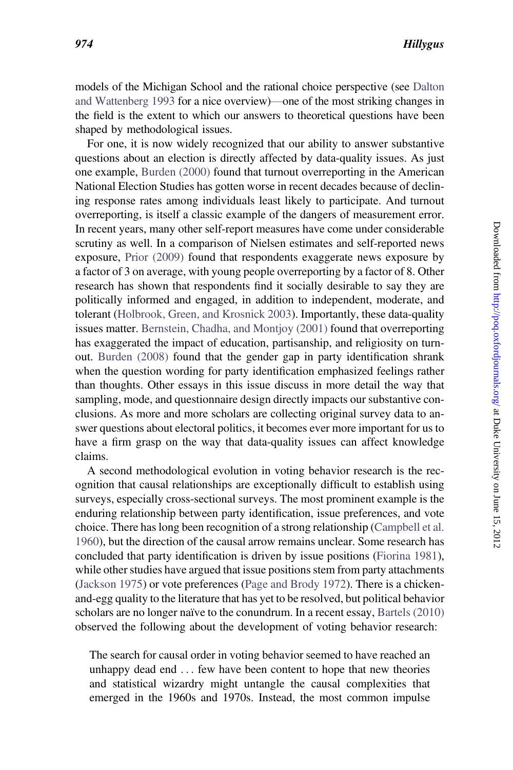models of the Michigan School and the rational choice perspective (see Dalton and Wattenberg 1993 for a nice overview)—one of the most striking changes in the field is the extent to which our answers to theoretical questions have been shaped by methodological issues.

For one, it is now widely recognized that our ability to answer substantive questions about an election is directly affected by data-quality issues. As just one example, Burden (2000) found that turnout overreporting in the American National Election Studies has gotten worse in recent decades because of declining response rates among individuals least likely to participate. And turnout overreporting, is itself a classic example of the dangers of measurement error. In recent years, many other self-report measures have come under considerable scrutiny as well. In a comparison of Nielsen estimates and self-reported news exposure, Prior (2009) found that respondents exaggerate news exposure by a factor of 3 on average, with young people overreporting by a factor of 8. Other research has shown that respondents find it socially desirable to say they are politically informed and engaged, in addition to independent, moderate, and tolerant (Holbrook, Green, and Krosnick 2003). Importantly, these data-quality issues matter. Bernstein, Chadha, and Montjoy (2001) found that overreporting has exaggerated the impact of education, partisanship, and religiosity on turnout. Burden (2008) found that the gender gap in party identification shrank when the question wording for party identification emphasized feelings rather than thoughts. Other essays in this issue discuss in more detail the way that sampling, mode, and questionnaire design directly impacts our substantive conclusions. As more and more scholars are collecting original survey data to answer questions about electoral politics, it becomes ever more important for us to have a firm grasp on the way that data-quality issues can affect knowledge claims.

A second methodological evolution in voting behavior research is the recognition that causal relationships are exceptionally difficult to establish using surveys, especially cross-sectional surveys. The most prominent example is the enduring relationship between party identification, issue preferences, and vote choice. There has long been recognition of a strong relationship (Campbell et al. 1960), but the direction of the causal arrow remains unclear. Some research has concluded that party identification is driven by issue positions (Fiorina 1981), while other studies have argued that issue positions stem from party attachments (Jackson 1975) or vote preferences (Page and Brody 1972). There is a chicken-and-egg quality to the literature that has yet to be resolved, but political behavior scholars are no longer naïve to the conundrum. In a recent essay, Bartels (2010) observed the following about the development of voting behavior research:

> The search for causal order in voting behavior seemed to have reached an unhappy dead end . . . few have been content to hope that new theories and statistical wizardry might untangle the causal complexities that emerged in the 1960s and 1970s. Instead, the most common impulse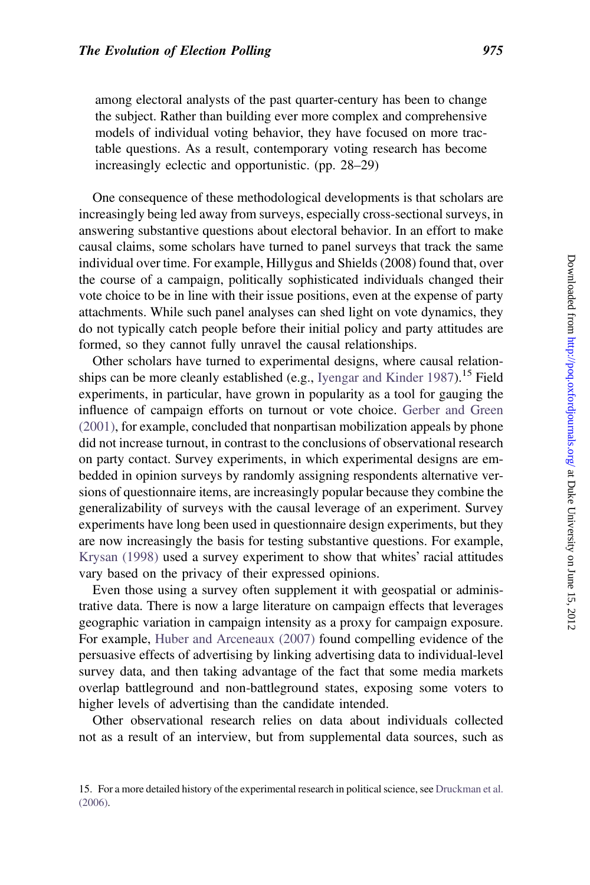among electoral analysts of the past quarter-century has been to change the subject. Rather than building ever more complex and comprehensive models of individual voting behavior, they have focused on more tractable questions. As a result, contemporary voting research has become increasingly eclectic and opportunistic. (pp. 28–29)

One consequence of these methodological developments is that scholars are increasingly being led away from surveys, especially cross-sectional surveys, in answering substantive questions about electoral behavior. In an effort to make causal claims, some scholars have turned to panel surveys that track the same individual over time. For example, Hillygus and Shields (2008) found that, over the course of a campaign, politically sophisticated individuals changed their vote choice to be in line with their issue positions, even at the expense of party attachments. While such panel analyses can shed light on vote dynamics, they do not typically catch people before their initial policy and party attitudes are formed, so they cannot fully unravel the causal relationships.

Other scholars have turned to experimental designs, where causal relationships can be more cleanly established (e.g., Iyengar and Kinder 1987).[15] Field experiments, in particular, have grown in popularity as a tool for gauging the influence of campaign efforts on turnout or vote choice. Gerber and Green (2001), for example, concluded that nonpartisan mobilization appeals by phone did not increase turnout, in contrast to the conclusions of observational research on party contact. Survey experiments, in which experimental designs are embedded in opinion surveys by randomly assigning respondents alternative versions of questionnaire items, are increasingly popular because they combine the generalizability of surveys with the causal leverage of an experiment. Survey experiments have long been used in questionnaire design experiments, but they are now increasingly the basis for testing substantive questions. For example, Krysan (1998) used a survey experiment to show that whites' racial attitudes vary based on the privacy of their expressed opinions.

Even those using a survey often supplement it with geospatial or administrative data. There is now a large literature on campaign effects that leverages geographic variation in campaign intensity as a proxy for campaign exposure. For example, Huber and Arceneaux (2007) found compelling evidence of the persuasive effects of advertising by linking advertising data to individual-level survey data, and then taking advantage of the fact that some media markets overlap battleground and non-battleground states, exposing some voters to higher levels of advertising than the candidate intended.

Other observational research relies on data about individuals collected not as a result of an interview, but from supplemental data sources, such as

15. For a more detailed history of the experimental research in political science, see Druckman et al. (2006).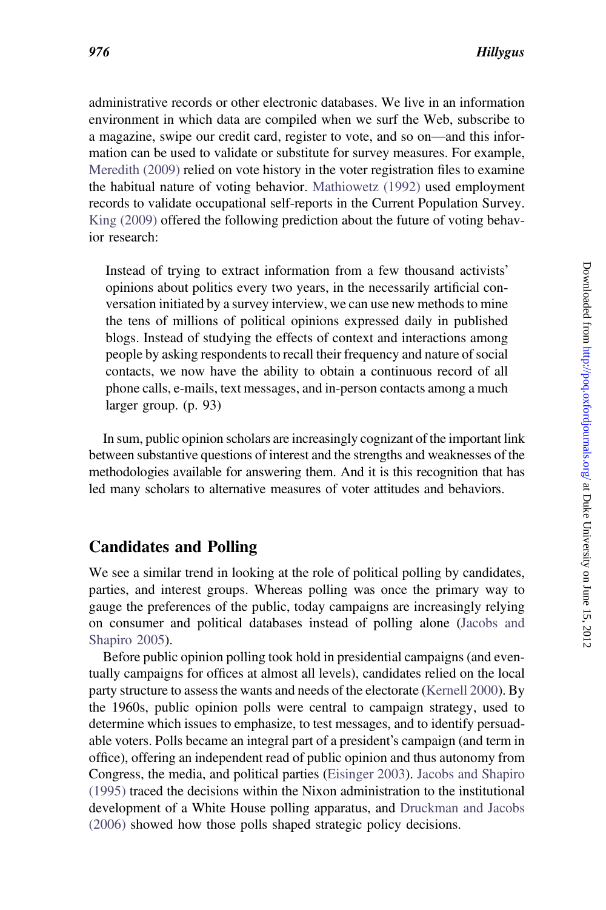administrative records or other electronic databases. We live in an information environment in which data are compiled when we surf the Web, subscribe to a magazine, swipe our credit card, register to vote, and so on—and this information can be used to validate or substitute for survey measures. For example, Meredith (2009) relied on vote history in the voter registration files to examine the habitual nature of voting behavior. Mathiowetz (1992) used employment records to validate occupational self-reports in the Current Population Survey. King (2009) offered the following prediction about the future of voting behavior research:

> Instead of trying to extract information from a few thousand activists' opinions about politics every two years, in the necessarily artificial conversation initiated by a survey interview, we can use new methods to mine the tens of millions of political opinions expressed daily in published blogs. Instead of studying the effects of context and interactions among people by asking respondents to recall their frequency and nature of social contacts, we now have the ability to obtain a continuous record of all phone calls, e-mails, text messages, and in-person contacts among a much larger group. (p. 93)

In sum, public opinion scholars are increasingly cognizant of the important link between substantive questions of interest and the strengths and weaknesses of the methodologies available for answering them. And it is this recognition that has led many scholars to alternative measures of voter attitudes and behaviors.

## Candidates and Polling

We see a similar trend in looking at the role of political polling by candidates, parties, and interest groups. Whereas polling was once the primary way to gauge the preferences of the public, today campaigns are increasingly relying on consumer and political databases instead of polling alone (Jacobs and Shapiro 2005).

Before public opinion polling took hold in presidential campaigns (and eventually campaigns for offices at almost all levels), candidates relied on the local party structure to assess the wants and needs of the electorate (Kernell 2000). By the 1960s, public opinion polls were central to campaign strategy, used to determine which issues to emphasize, to test messages, and to identify persuadable voters. Polls became an integral part of a president's campaign (and term in office), offering an independent read of public opinion and thus autonomy from Congress, the media, and political parties (Eisinger 2003). Jacobs and Shapiro (1995) traced the decisions within the Nixon administration to the institutional development of a White House polling apparatus, and Druckman and Jacobs (2006) showed how those polls shaped strategic policy decisions.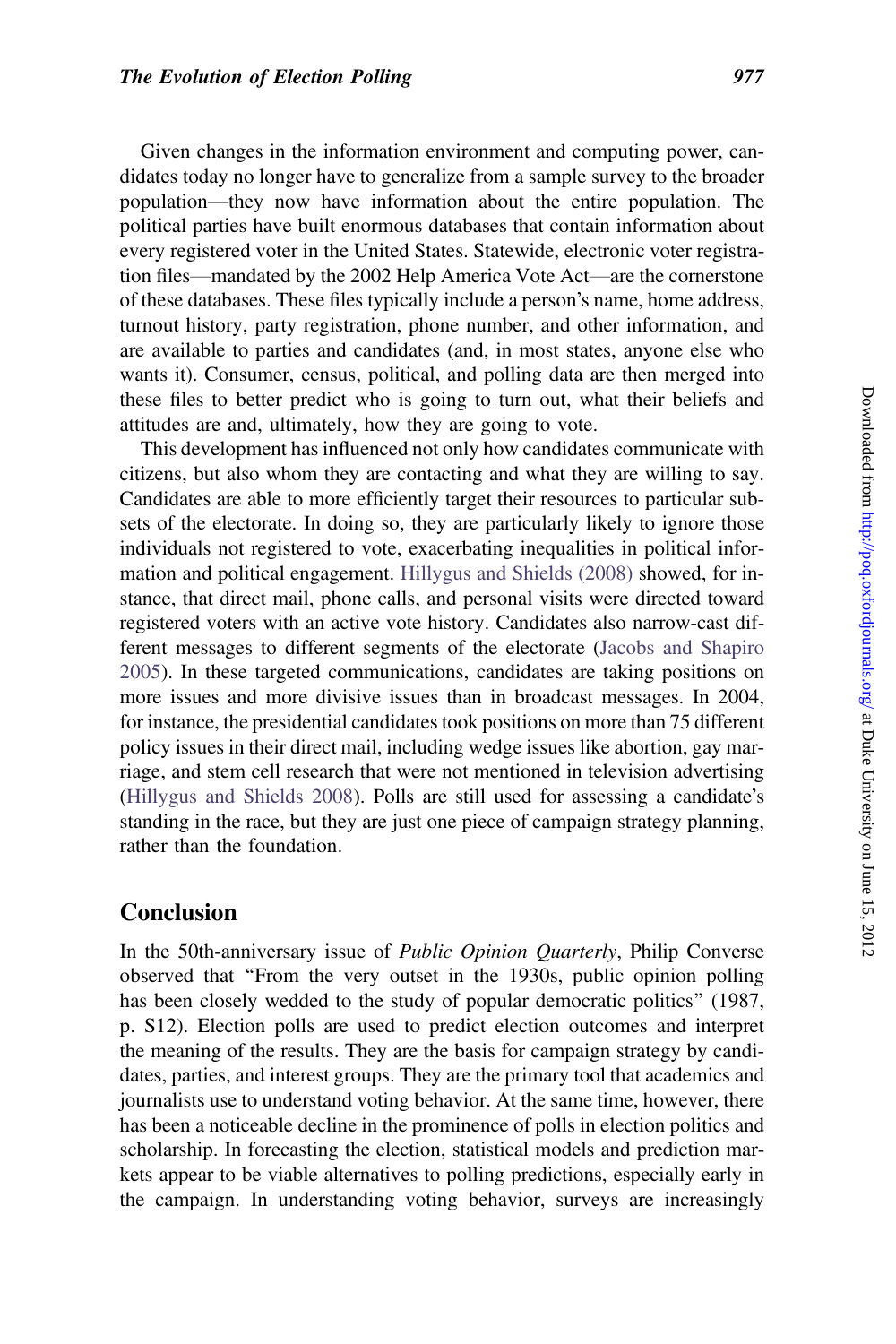Given changes in the information environment and computing power, candidates today no longer have to generalize from a sample survey to the broader population—they now have information about the entire population. The political parties have built enormous databases that contain information about every registered voter in the United States. Statewide, electronic voter registration files—mandated by the 2002 Help America Vote Act—are the cornerstone of these databases. These files typically include a person's name, home address, turnout history, party registration, phone number, and other information, and are available to parties and candidates (and, in most states, anyone else who wants it). Consumer, census, political, and polling data are then merged into these files to better predict who is going to turn out, what their beliefs and attitudes are and, ultimately, how they are going to vote.

This development has influenced not only how candidates communicate with citizens, but also whom they are contacting and what they are willing to say. Candidates are able to more efficiently target their resources to particular subsets of the electorate. In doing so, they are particularly likely to ignore those individuals not registered to vote, exacerbating inequalities in political information and political engagement. Hillygus and Shields (2008) showed, for instance, that direct mail, phone calls, and personal visits were directed toward registered voters with an active vote history. Candidates also narrow-cast different messages to different segments of the electorate (Jacobs and Shapiro 2005). In these targeted communications, candidates are taking positions on more issues and more divisive issues than in broadcast messages. In 2004, for instance, the presidential candidates took positions on more than 75 different policy issues in their direct mail, including wedge issues like abortion, gay marriage, and stem cell research that were not mentioned in television advertising (Hillygus and Shields 2008). Polls are still used for assessing a candidate's standing in the race, but they are just one piece of campaign strategy planning, rather than the foundation.

## Conclusion

In the 50th-anniversary issue of *Public Opinion Quarterly*, Philip Converse observed that "From the very outset in the 1930s, public opinion polling has been closely wedded to the study of popular democratic politics" (1987, p. S12). Election polls are used to predict election outcomes and interpret the meaning of the results. They are the basis for campaign strategy by candidates, parties, and interest groups. They are the primary tool that academics and journalists use to understand voting behavior. At the same time, however, there has been a noticeable decline in the prominence of polls in election politics and scholarship. In forecasting the election, statistical models and prediction markets appear to be viable alternatives to polling predictions, especially early in the campaign. In understanding voting behavior, surveys are increasingly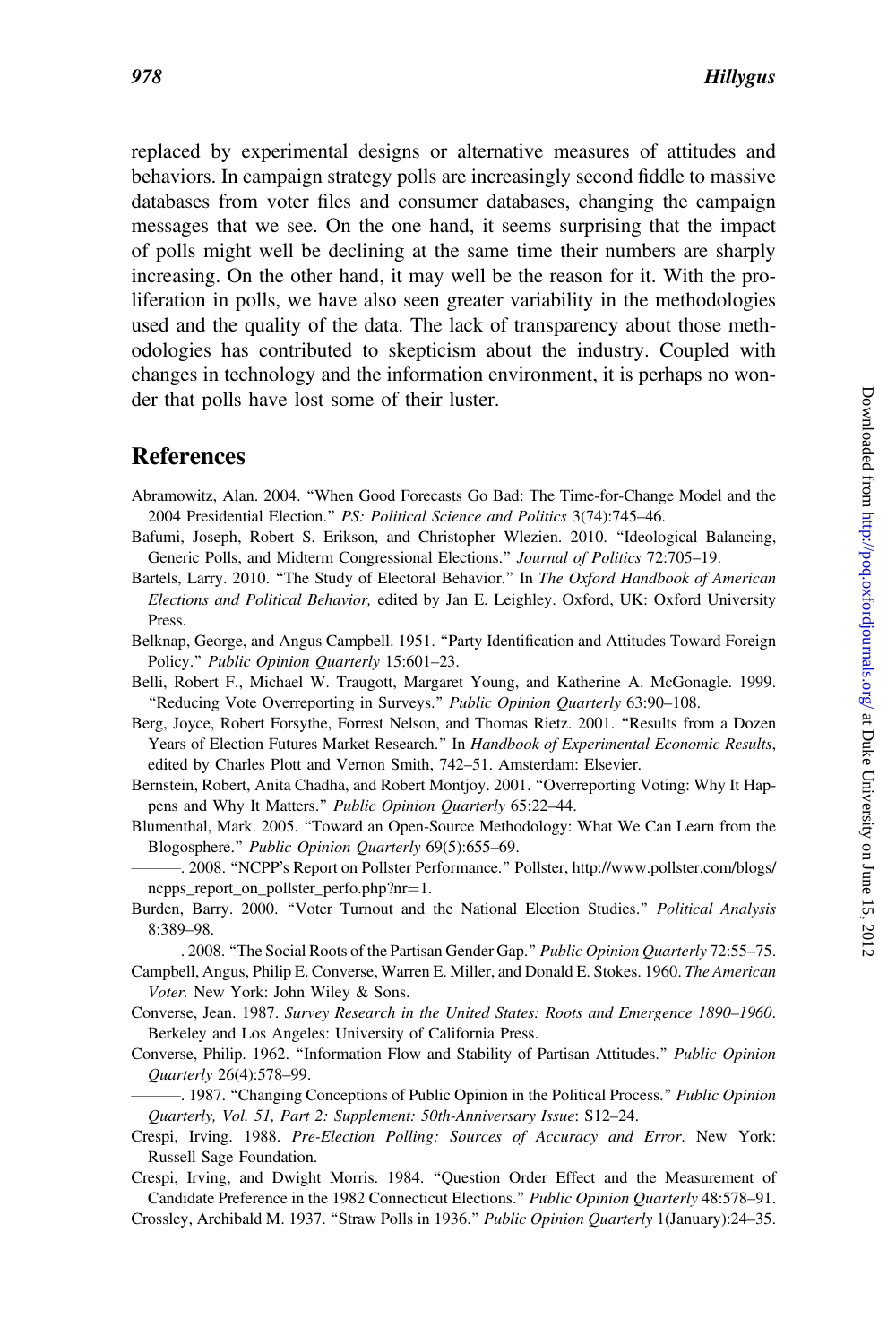replaced by experimental designs or alternative measures of attitudes and behaviors. In campaign strategy polls are increasingly second fiddle to massive databases from voter files and consumer databases, changing the campaign messages that we see. On the one hand, it seems surprising that the impact of polls might well be declining at the same time their numbers are sharply increasing. On the other hand, it may well be the reason for it. With the proliferation in polls, we have also seen greater variability in the methodologies used and the quality of the data. The lack of transparency about those methodologies has contributed to skepticism about the industry. Coupled with changes in technology and the information environment, it is perhaps no wonder that polls have lost some of their luster.

## References

Abramowitz, Alan. 2004. "When Good Forecasts Go Bad: The Time-for-Change Model and the 2004 Presidential Election." *PS: Political Science and Politics* 3(74):745–46.

Bafumi, Joseph, Robert S. Erikson, and Christopher Wlezien. 2010. "Ideological Balancing, Generic Polls, and Midterm Congressional Elections." *Journal of Politics* 72:705–19.

Bartels, Larry. 2010. "The Study of Electoral Behavior." In *The Oxford Handbook of American Elections and Political Behavior,* edited by Jan E. Leighley. Oxford, UK: Oxford University Press.

Belknap, George, and Angus Campbell. 1951. "Party Identification and Attitudes Toward Foreign Policy." *Public Opinion Quarterly* 15:601–23.

Belli, Robert F., Michael W. Traugott, Margaret Young, and Katherine A. McGonagle. 1999. "Reducing Vote Overreporting in Surveys." *Public Opinion Quarterly* 63:90–108.

Berg, Joyce, Robert Forsythe, Forrest Nelson, and Thomas Rietz. 2001. "Results from a Dozen Years of Election Futures Market Research." In *Handbook of Experimental Economic Results*, edited by Charles Plott and Vernon Smith, 742–51. Amsterdam: Elsevier.

Bernstein, Robert, Anita Chadha, and Robert Montjoy. 2001. "Overreporting Voting: Why It Happens and Why It Matters." *Public Opinion Quarterly* 65:22–44.

Blumenthal, Mark. 2005. "Toward an Open-Source Methodology: What We Can Learn from the Blogosphere." *Public Opinion Quarterly* 69(5):655–69.

———. 2008. "NCPP's Report on Pollster Performance." Pollster, http://www.pollster.com/blogs/ncpps_report_on_pollster_perfo.php?nr=1.

Burden, Barry. 2000. "Voter Turnout and the National Election Studies." *Political Analysis* 8:389–98.

———. 2008. "The Social Roots of the Partisan Gender Gap." *Public Opinion Quarterly* 72:55–75.

Campbell, Angus, Philip E. Converse, Warren E. Miller, and Donald E. Stokes. 1960. *The American Voter.* New York: John Wiley & Sons.

Converse, Jean. 1987. *Survey Research in the United States: Roots and Emergence 1890–1960*. Berkeley and Los Angeles: University of California Press.

Converse, Philip. 1962. "Information Flow and Stability of Partisan Attitudes." *Public Opinion Quarterly* 26(4):578–99.

———. 1987. "Changing Conceptions of Public Opinion in the Political Process." *Public Opinion Quarterly, Vol. 51, Part 2: Supplement: 50th-Anniversary Issue*: S12–24.

Crespi, Irving. 1988. *Pre-Election Polling: Sources of Accuracy and Error*. New York: Russell Sage Foundation.

Crespi, Irving, and Dwight Morris. 1984. "Question Order Effect and the Measurement of Candidate Preference in the 1982 Connecticut Elections." *Public Opinion Quarterly* 48:578–91.

Crossley, Archibald M. 1937. "Straw Polls in 1936." *Public Opinion Quarterly* 1(January):24–35.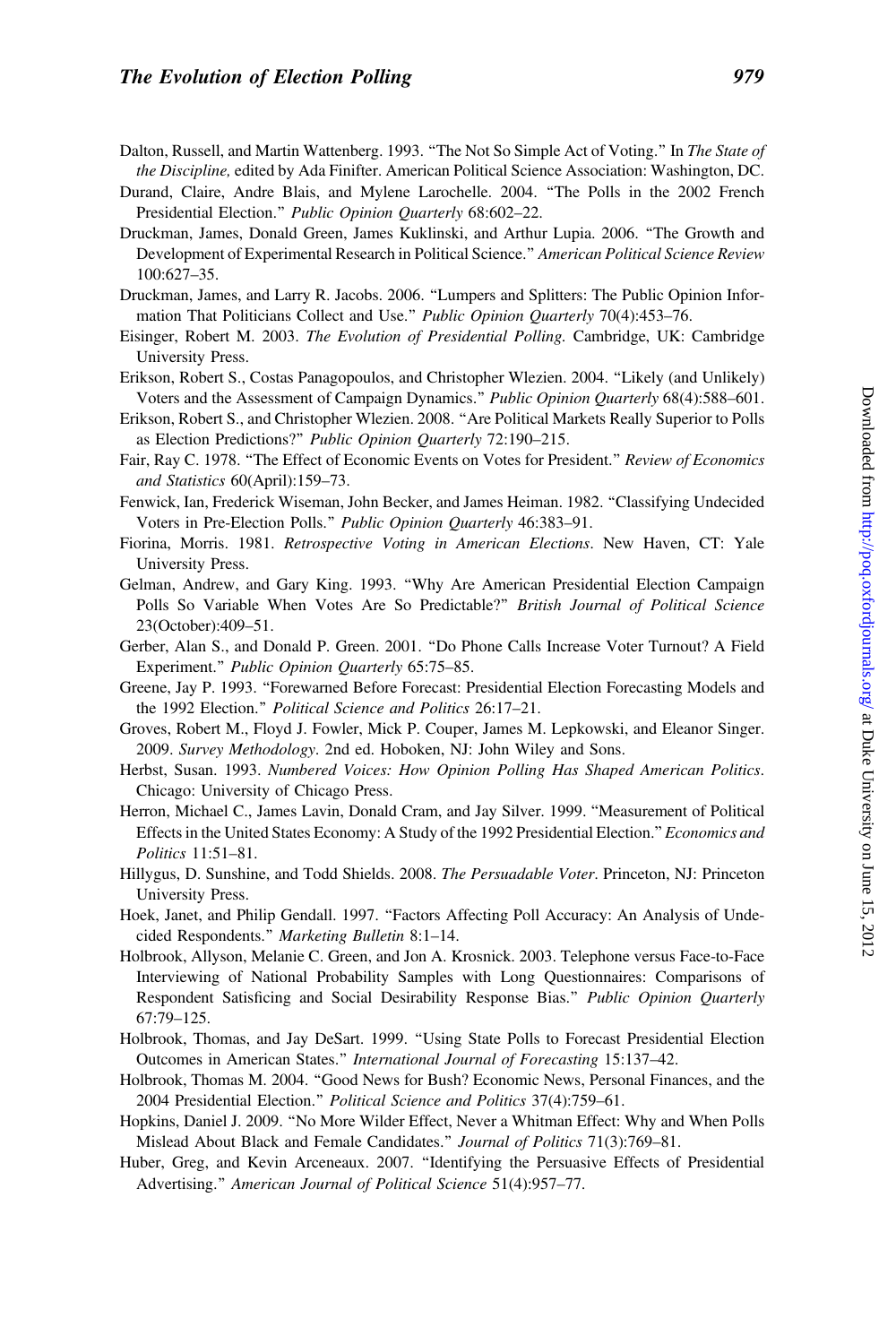Dalton, Russell, and Martin Wattenberg. 1993. "The Not So Simple Act of Voting." In *The State of the Discipline,* edited by Ada Finifter. American Political Science Association: Washington, DC.

Durand, Claire, Andre Blais, and Mylene Larochelle. 2004. "The Polls in the 2002 French Presidential Election." *Public Opinion Quarterly* 68:602–22.

Druckman, James, Donald Green, James Kuklinski, and Arthur Lupia. 2006. "The Growth and Development of Experimental Research in Political Science." *American Political Science Review* 100:627–35.

Druckman, James, and Larry R. Jacobs. 2006. "Lumpers and Splitters: The Public Opinion Information That Politicians Collect and Use." *Public Opinion Quarterly* 70(4):453–76.

Eisinger, Robert M. 2003. *The Evolution of Presidential Polling.* Cambridge, UK: Cambridge University Press.

Erikson, Robert S., Costas Panagopoulos, and Christopher Wlezien. 2004. "Likely (and Unlikely) Voters and the Assessment of Campaign Dynamics." *Public Opinion Quarterly* 68(4):588–601.

Erikson, Robert S., and Christopher Wlezien. 2008. "Are Political Markets Really Superior to Polls as Election Predictions?" *Public Opinion Quarterly* 72:190–215.

Fair, Ray C. 1978. "The Effect of Economic Events on Votes for President." *Review of Economics and Statistics* 60(April):159–73.

Fenwick, Ian, Frederick Wiseman, John Becker, and James Heiman. 1982. "Classifying Undecided Voters in Pre-Election Polls." *Public Opinion Quarterly* 46:383–91.

Fiorina, Morris. 1981. *Retrospective Voting in American Elections*. New Haven, CT: Yale University Press.

Gelman, Andrew, and Gary King. 1993. "Why Are American Presidential Election Campaign Polls So Variable When Votes Are So Predictable?" *British Journal of Political Science* 23(October):409–51.

Gerber, Alan S., and Donald P. Green. 2001. "Do Phone Calls Increase Voter Turnout? A Field Experiment." *Public Opinion Quarterly* 65:75–85.

Greene, Jay P. 1993. "Forewarned Before Forecast: Presidential Election Forecasting Models and the 1992 Election." *Political Science and Politics* 26:17–21.

Groves, Robert M., Floyd J. Fowler, Mick P. Couper, James M. Lepkowski, and Eleanor Singer. 2009. *Survey Methodology*. 2nd ed. Hoboken, NJ: John Wiley and Sons.

Herbst, Susan. 1993. *Numbered Voices: How Opinion Polling Has Shaped American Politics*. Chicago: University of Chicago Press.

Herron, Michael C., James Lavin, Donald Cram, and Jay Silver. 1999. "Measurement of Political Effects in the United States Economy: A Study of the 1992 Presidential Election." *Economics and Politics* 11:51–81.

Hillygus, D. Sunshine, and Todd Shields. 2008. *The Persuadable Voter*. Princeton, NJ: Princeton University Press.

Hoek, Janet, and Philip Gendall. 1997. "Factors Affecting Poll Accuracy: An Analysis of Undecided Respondents." *Marketing Bulletin* 8:1–14.

Holbrook, Allyson, Melanie C. Green, and Jon A. Krosnick. 2003. Telephone versus Face-to-Face Interviewing of National Probability Samples with Long Questionnaires: Comparisons of Respondent Satisficing and Social Desirability Response Bias." *Public Opinion Quarterly* 67:79–125.

Holbrook, Thomas, and Jay DeSart. 1999. "Using State Polls to Forecast Presidential Election Outcomes in American States." *International Journal of Forecasting* 15:137–42.

Holbrook, Thomas M. 2004. "Good News for Bush? Economic News, Personal Finances, and the 2004 Presidential Election." *Political Science and Politics* 37(4):759–61.

Hopkins, Daniel J. 2009. "No More Wilder Effect, Never a Whitman Effect: Why and When Polls Mislead About Black and Female Candidates." *Journal of Politics* 71(3):769–81.

Huber, Greg, and Kevin Arceneaux. 2007. "Identifying the Persuasive Effects of Presidential Advertising." *American Journal of Political Science* 51(4):957–77.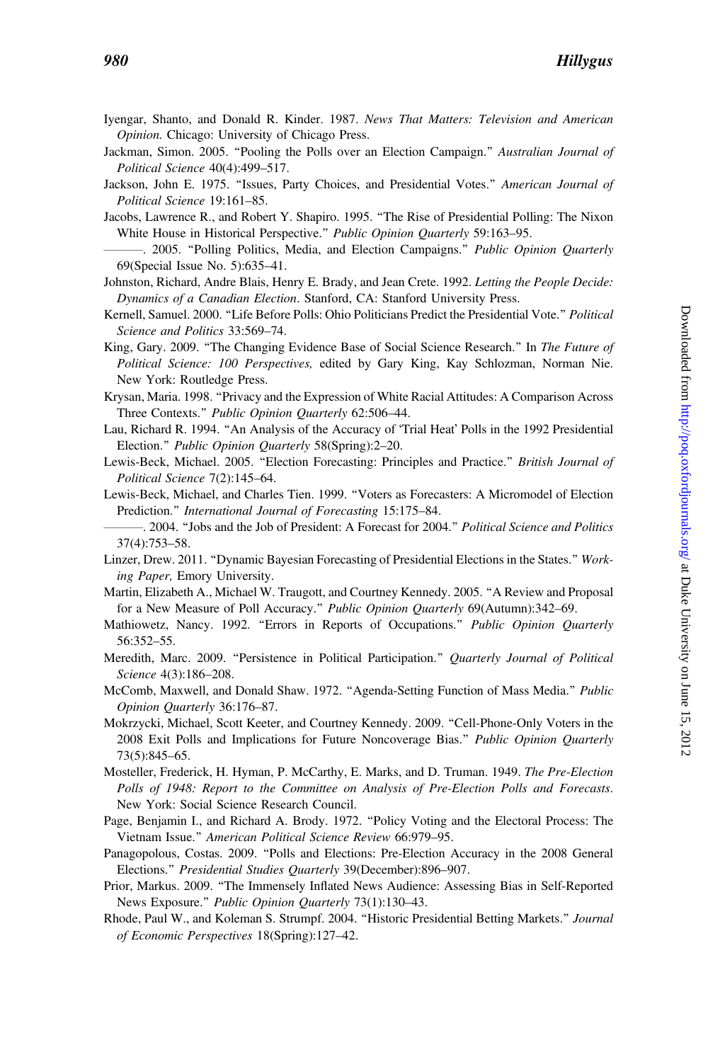Iyengar, Shanto, and Donald R. Kinder. 1987. *News That Matters: Television and American Opinion.* Chicago: University of Chicago Press.

Jackman, Simon. 2005. "Pooling the Polls over an Election Campaign." *Australian Journal of Political Science* 40(4):499–517.

Jackson, John E. 1975. "Issues, Party Choices, and Presidential Votes." *American Journal of Political Science* 19:161–85.

Jacobs, Lawrence R., and Robert Y. Shapiro. 1995. "The Rise of Presidential Polling: The Nixon White House in Historical Perspective." *Public Opinion Quarterly* 59:163–95.

———. 2005. "Polling Politics, Media, and Election Campaigns." *Public Opinion Quarterly* 69(Special Issue No. 5):635–41.

Johnston, Richard, Andre Blais, Henry E. Brady, and Jean Crete. 1992. *Letting the People Decide: Dynamics of a Canadian Election*. Stanford, CA: Stanford University Press.

Kernell, Samuel. 2000. "Life Before Polls: Ohio Politicians Predict the Presidential Vote." *Political Science and Politics* 33:569–74.

King, Gary. 2009. "The Changing Evidence Base of Social Science Research." In *The Future of Political Science: 100 Perspectives,* edited by Gary King, Kay Schlozman, Norman Nie. New York: Routledge Press.

Krysan, Maria. 1998. "Privacy and the Expression of White Racial Attitudes: A Comparison Across Three Contexts." *Public Opinion Quarterly* 62:506–44.

Lau, Richard R. 1994. "An Analysis of the Accuracy of 'Trial Heat' Polls in the 1992 Presidential Election." *Public Opinion Quarterly* 58(Spring):2–20.

Lewis-Beck, Michael. 2005. "Election Forecasting: Principles and Practice." *British Journal of Political Science* 7(2):145–64.

Lewis-Beck, Michael, and Charles Tien. 1999. "Voters as Forecasters: A Micromodel of Election Prediction." *International Journal of Forecasting* 15:175–84.

———. 2004. "Jobs and the Job of President: A Forecast for 2004." *Political Science and Politics* 37(4):753–58.

Linzer, Drew. 2011. "Dynamic Bayesian Forecasting of Presidential Elections in the States." *Working Paper,* Emory University.

Martin, Elizabeth A., Michael W. Traugott, and Courtney Kennedy. 2005. "A Review and Proposal for a New Measure of Poll Accuracy." *Public Opinion Quarterly* 69(Autumn):342–69.

Mathiowetz, Nancy. 1992. "Errors in Reports of Occupations." *Public Opinion Quarterly* 56:352–55.

Meredith, Marc. 2009. "Persistence in Political Participation." *Quarterly Journal of Political Science* 4(3):186–208.

McComb, Maxwell, and Donald Shaw. 1972. "Agenda-Setting Function of Mass Media." *Public Opinion Quarterly* 36:176–87.

Mokrzycki, Michael, Scott Keeter, and Courtney Kennedy. 2009. "Cell-Phone-Only Voters in the 2008 Exit Polls and Implications for Future Noncoverage Bias." *Public Opinion Quarterly* 73(5):845–65.

Mosteller, Frederick, H. Hyman, P. McCarthy, E. Marks, and D. Truman. 1949. *The Pre-Election Polls of 1948: Report to the Committee on Analysis of Pre-Election Polls and Forecasts*. New York: Social Science Research Council.

Page, Benjamin I., and Richard A. Brody. 1972. "Policy Voting and the Electoral Process: The Vietnam Issue." *American Political Science Review* 66:979–95.

Panagopolous, Costas. 2009. "Polls and Elections: Pre-Election Accuracy in the 2008 General Elections." *Presidential Studies Quarterly* 39(December):896–907.

Prior, Markus. 2009. "The Immensely Inflated News Audience: Assessing Bias in Self-Reported News Exposure." *Public Opinion Quarterly* 73(1):130–43.

Rhode, Paul W., and Koleman S. Strumpf. 2004. "Historic Presidential Betting Markets." *Journal of Economic Perspectives* 18(Spring):127–42.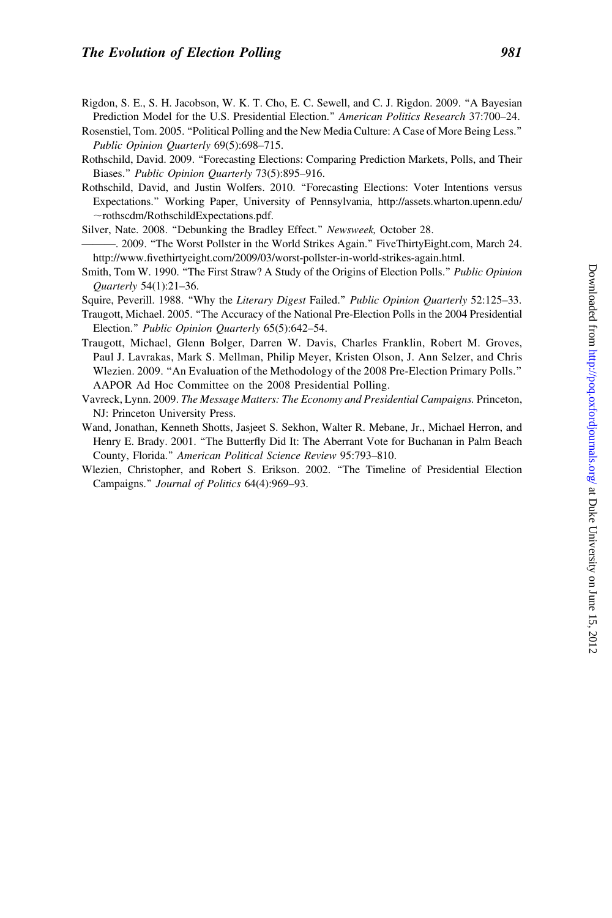Rigdon, S. E., S. H. Jacobson, W. K. T. Cho, E. C. Sewell, and C. J. Rigdon. 2009. "A Bayesian Prediction Model for the U.S. Presidential Election." *American Politics Research* 37:700–24.

Rosenstiel, Tom. 2005. "Political Polling and the New Media Culture: A Case of More Being Less." *Public Opinion Quarterly* 69(5):698–715.

Rothschild, David. 2009. "Forecasting Elections: Comparing Prediction Markets, Polls, and Their Biases." *Public Opinion Quarterly* 73(5):895–916.

Rothschild, David, and Justin Wolfers. 2010. "Forecasting Elections: Voter Intentions versus Expectations." Working Paper, University of Pennsylvania, http://assets.wharton.upenn.edu/~rothscdm/RothschildExpectations.pdf.

Silver, Nate. 2008. "Debunking the Bradley Effect." *Newsweek,* October 28.

———. 2009. "The Worst Pollster in the World Strikes Again." FiveThirtyEight.com, March 24. http://www.fivethirtyeight.com/2009/03/worst-pollster-in-world-strikes-again.html.

Smith, Tom W. 1990. "The First Straw? A Study of the Origins of Election Polls." *Public Opinion Quarterly* 54(1):21–36.

Squire, Peverill. 1988. "Why the *Literary Digest* Failed." *Public Opinion Quarterly* 52:125–33.

Traugott, Michael. 2005. "The Accuracy of the National Pre-Election Polls in the 2004 Presidential Election." *Public Opinion Quarterly* 65(5):642–54.

Traugott, Michael, Glenn Bolger, Darren W. Davis, Charles Franklin, Robert M. Groves, Paul J. Lavrakas, Mark S. Mellman, Philip Meyer, Kristen Olson, J. Ann Selzer, and Chris Wlezien. 2009. "An Evaluation of the Methodology of the 2008 Pre-Election Primary Polls." AAPOR Ad Hoc Committee on the 2008 Presidential Polling.

Vavreck, Lynn. 2009. *The Message Matters: The Economy and Presidential Campaigns.* Princeton, NJ: Princeton University Press.

Wand, Jonathan, Kenneth Shotts, Jasjeet S. Sekhon, Walter R. Mebane, Jr., Michael Herron, and Henry E. Brady. 2001. "The Butterfly Did It: The Aberrant Vote for Buchanan in Palm Beach County, Florida." *American Political Science Review* 95:793–810.

Wlezien, Christopher, and Robert S. Erikson. 2002. "The Timeline of Presidential Election Campaigns." *Journal of Politics* 64(4):969–93.